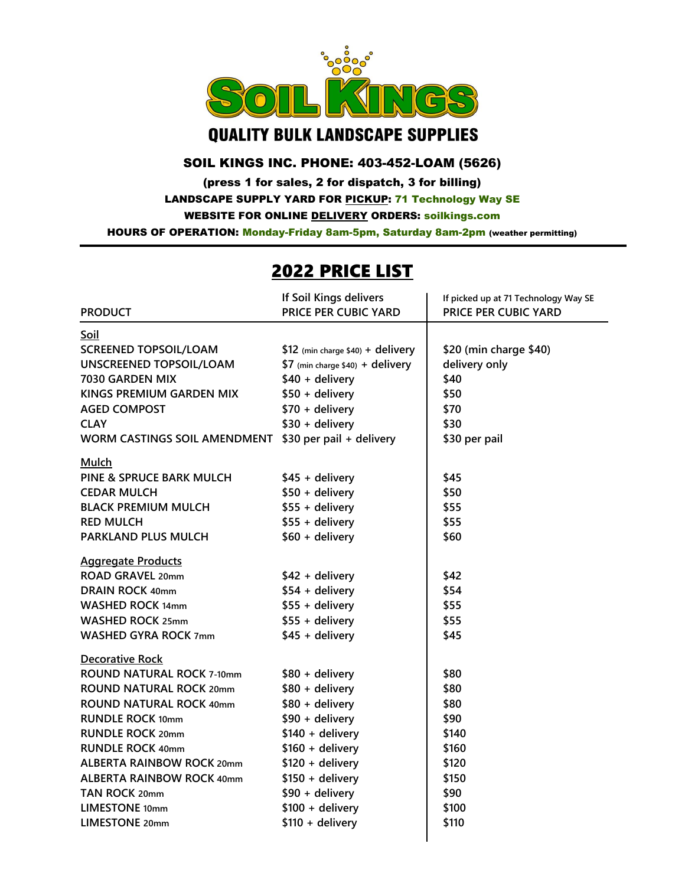# SOIL KINGS

## QUALITY BULK LANDSCAPE SUPPLIES

**SOIL KINGS INC. PHONE: 403-452-LOAM (5626)**

**(press 1 for sales, 2 for dispatch, 3 for billing)**

**LANDSCAPE SUPPLY YARD FOR PICKUP: 71 Technology Way SE**

**WEBSITE FOR ONLINE DELIVERY ORDERS: soilkings.com**

**HOURS OF OPERATION: Monday-Friday 8am-5pm, Saturday 8am-2pm (weather permitting)**

## 2022 PRICE LIST

| PRODUCT | If Soil Kings delivers PRICE PER CUBIC YARD | If picked up at 71 Technology Way SE PRICE PER CUBIC YARD |
|---|---|---|
| **Soil** | | |
| SCREENED TOPSOIL/LOAM | $12 (min charge $40) + delivery | $20 (min charge $40) |
| UNSCREENED TOPSOIL/LOAM | $7 (min charge $40) + delivery | delivery only |
| 7030 GARDEN MIX | $40 + delivery | $40 |
| KINGS PREMIUM GARDEN MIX | $50 + delivery | $50 |
| AGED COMPOST | $70 + delivery | $70 |
| CLAY | $30 + delivery | $30 |
| WORM CASTINGS SOIL AMENDMENT | $30 per pail + delivery | $30 per pail |
| **Mulch** | | |
| PINE & SPRUCE BARK MULCH | $45 + delivery | $45 |
| CEDAR MULCH | $50 + delivery | $50 |
| BLACK PREMIUM MULCH | $55 + delivery | $55 |
| RED MULCH | $55 + delivery | $55 |
| PARKLAND PLUS MULCH | $60 + delivery | $60 |
| **Aggregate Products** | | |
| ROAD GRAVEL 20mm | $42 + delivery | $42 |
| DRAIN ROCK 40mm | $54 + delivery | $54 |
| WASHED ROCK 14mm | $55 + delivery | $55 |
| WASHED ROCK 25mm | $55 + delivery | $55 |
| WASHED GYRA ROCK 7mm | $45 + delivery | $45 |
| **Decorative Rock** | | |
| ROUND NATURAL ROCK 7-10mm | $80 + delivery | $80 |
| ROUND NATURAL ROCK 20mm | $80 + delivery | $80 |
| ROUND NATURAL ROCK 40mm | $80 + delivery | $80 |
| RUNDLE ROCK 10mm | $90 + delivery | $90 |
| RUNDLE ROCK 20mm | $140 + delivery | $140 |
| RUNDLE ROCK 40mm | $160 + delivery | $160 |
| ALBERTA RAINBOW ROCK 20mm | $120 + delivery | $120 |
| ALBERTA RAINBOW ROCK 40mm | $150 + delivery | $150 |
| TAN ROCK 20mm | $90 + delivery | $90 |
| LIMESTONE 10mm | $100 + delivery | $100 |
| LIMESTONE 20mm | $110 + delivery | $110 |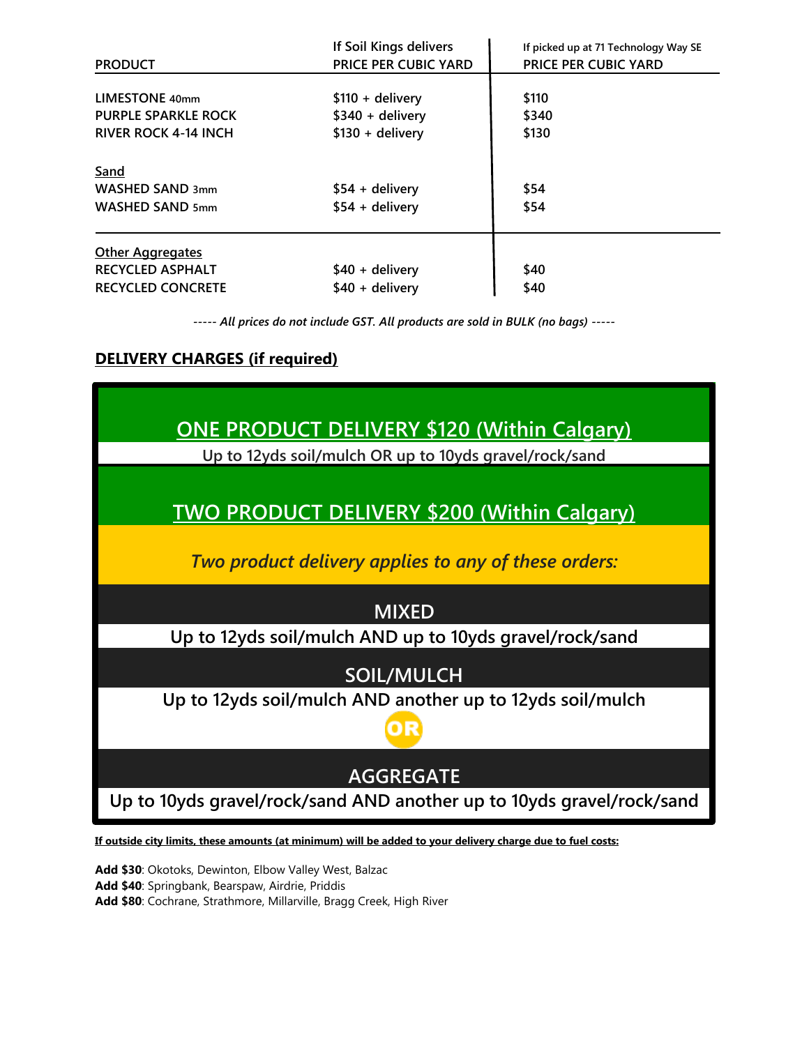| PRODUCT | If Soil Kings delivers PRICE PER CUBIC YARD | If picked up at 71 Technology Way SE PRICE PER CUBIC YARD |
|---|---|---|
| LIMESTONE 40mm | $110 + delivery | $110 |
| PURPLE SPARKLE ROCK | $340 + delivery | $340 |
| RIVER ROCK 4-14 INCH | $130 + delivery | $130 |
| **Sand** | | |
| WASHED SAND 3mm | $54 + delivery | $54 |
| WASHED SAND 5mm | $54 + delivery | $54 |
| **Other Aggregates** | | |
| RECYCLED ASPHALT | $40 + delivery | $40 |
| RECYCLED CONCRETE | $40 + delivery | $40 |

*----- All prices do not include GST. All products are sold in BULK (no bags) -----*

## DELIVERY CHARGES (if required)

### ONE PRODUCT DELIVERY $120 (Within Calgary)

Up to 12yds soil/mulch OR up to 10yds gravel/rock/sand

### TWO PRODUCT DELIVERY $200 (Within Calgary)

*Two product delivery applies to any of these orders:*

**MIXED**

Up to 12yds soil/mulch AND up to 10yds gravel/rock/sand

**SOIL/MULCH**

Up to 12yds soil/mulch AND another up to 12yds soil/mulch

OR

**AGGREGATE**

Up to 10yds gravel/rock/sand AND another up to 10yds gravel/rock/sand

**If outside city limits, these amounts (at minimum) will be added to your delivery charge due to fuel costs:**

**Add $30**: Okotoks, Dewinton, Elbow Valley West, Balzac
**Add $40**: Springbank, Bearspaw, Airdrie, Priddis
**Add $80**: Cochrane, Strathmore, Millarville, Bragg Creek, High River